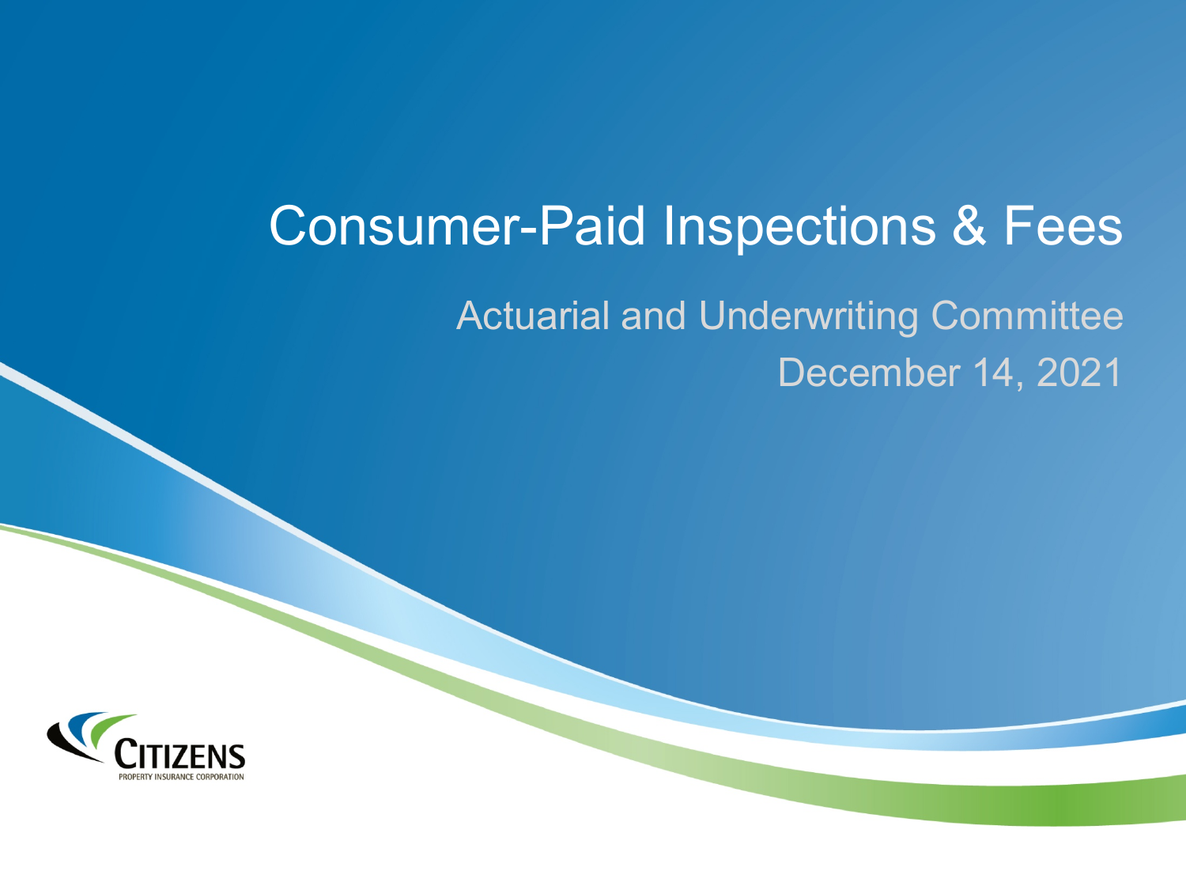# Consumer-Paid Inspections & Fees

Actuarial and Underwriting Committee

December 14, 2021

CITIZENS
PROPERTY INSURANCE CORPORATION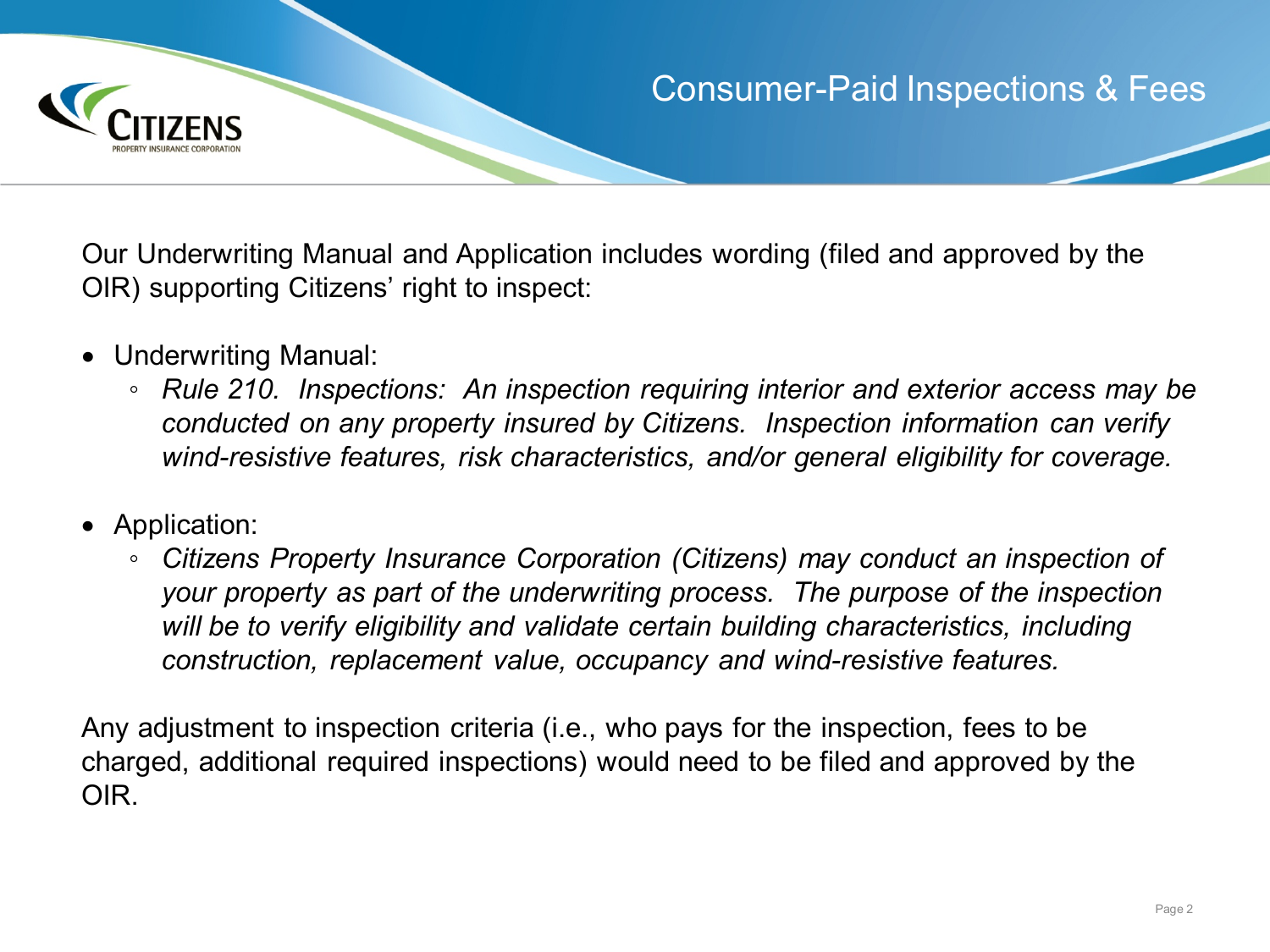# Consumer-Paid Inspections & Fees

Our Underwriting Manual and Application includes wording (filed and approved by the OIR) supporting Citizens' right to inspect:

- Underwriting Manual:
  - *Rule 210. Inspections: An inspection requiring interior and exterior access may be conducted on any property insured by Citizens. Inspection information can verify wind-resistive features, risk characteristics, and/or general eligibility for coverage.*

- Application:
  - *Citizens Property Insurance Corporation (Citizens) may conduct an inspection of your property as part of the underwriting process. The purpose of the inspection will be to verify eligibility and validate certain building characteristics, including construction, replacement value, occupancy and wind-resistive features.*

Any adjustment to inspection criteria (i.e., who pays for the inspection, fees to be charged, additional required inspections) would need to be filed and approved by the OIR.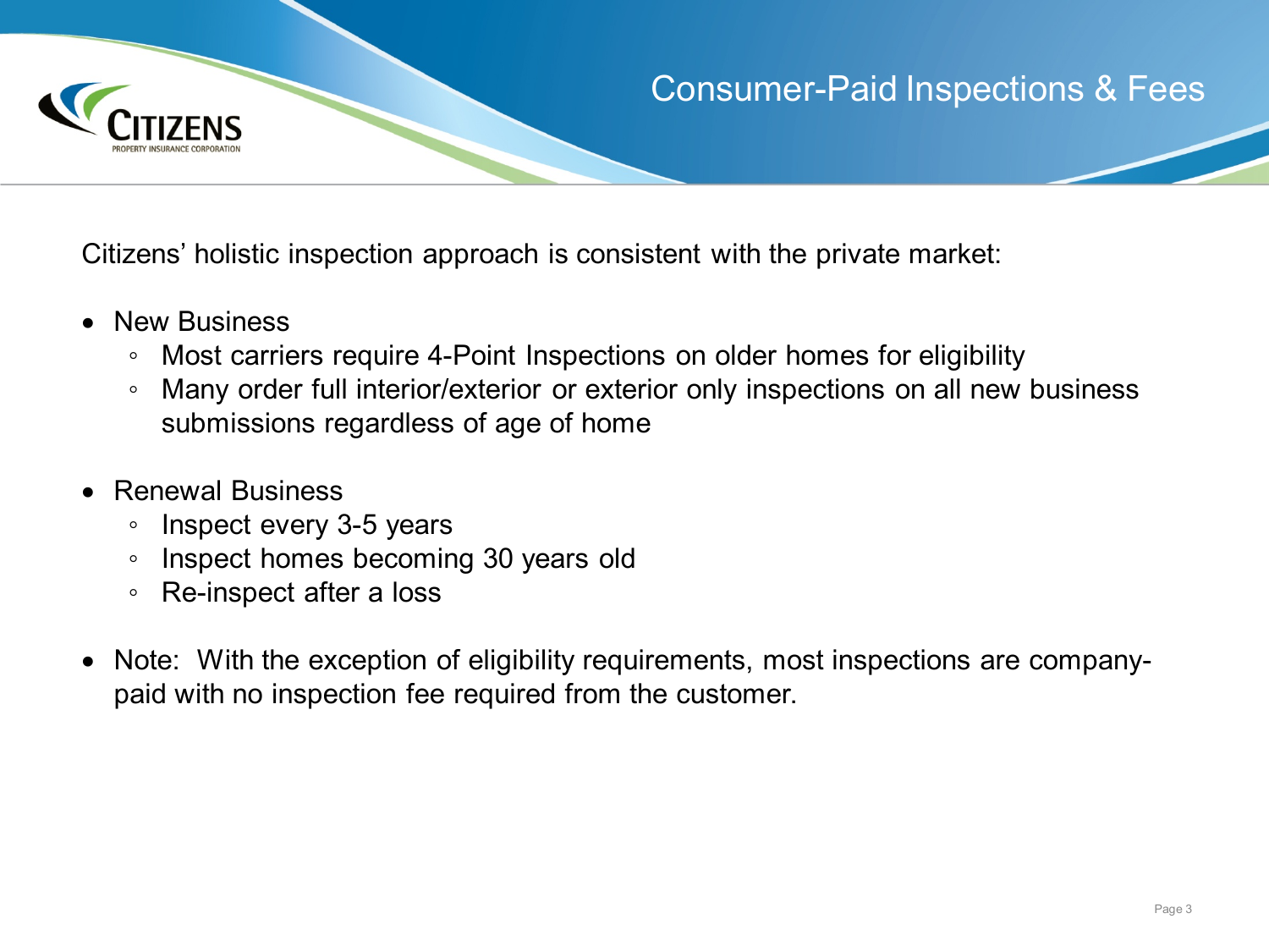# Consumer-Paid Inspections & Fees

Citizens' holistic inspection approach is consistent with the private market:

- New Business
  - Most carriers require 4-Point Inspections on older homes for eligibility
  - Many order full interior/exterior or exterior only inspections on all new business submissions regardless of age of home

- Renewal Business
  - Inspect every 3-5 years
  - Inspect homes becoming 30 years old
  - Re-inspect after a loss

- Note: With the exception of eligibility requirements, most inspections are company-paid with no inspection fee required from the customer.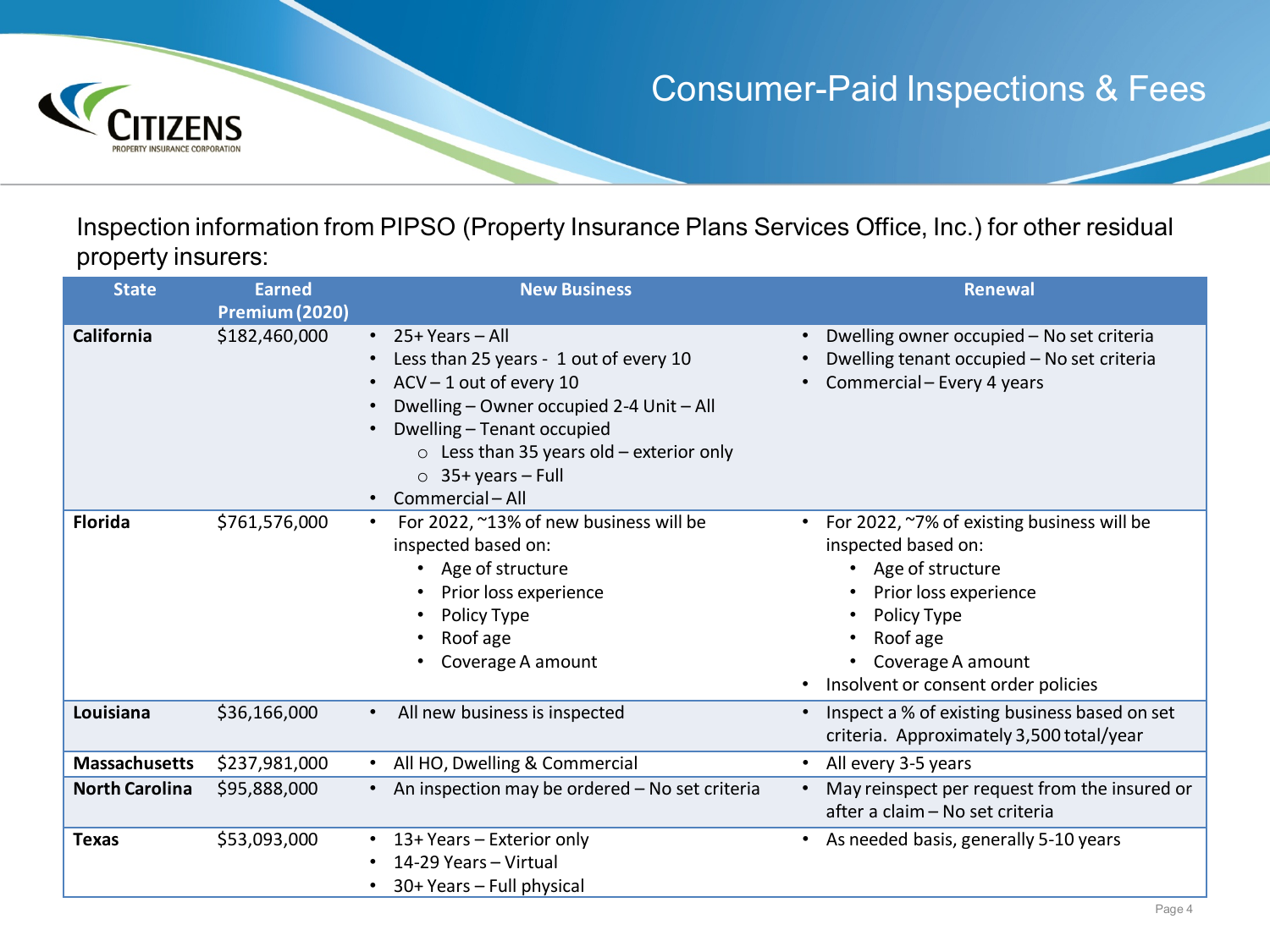# Consumer-Paid Inspections & Fees

Inspection information from PIPSO (Property Insurance Plans Services Office, Inc.) for other residual property insurers:

| State | Earned Premium (2020) | New Business | Renewal |
|---|---|---|---|
| **California** | $182,460,000 | • 25+ Years – All<br>• Less than 25 years - 1 out of every 10<br>• ACV – 1 out of every 10<br>• Dwelling – Owner occupied 2-4 Unit – All<br>• Dwelling – Tenant occupied<br>  ○ Less than 35 years old – exterior only<br>  ○ 35+ years – Full<br>• Commercial – All | • Dwelling owner occupied – No set criteria<br>• Dwelling tenant occupied – No set criteria<br>• Commercial – Every 4 years |
| **Florida** | $761,576,000 | • For 2022, ~13% of new business will be inspected based on:<br>  • Age of structure<br>  • Prior loss experience<br>  • Policy Type<br>  • Roof age<br>  • Coverage A amount | • For 2022, ~7% of existing business will be inspected based on:<br>  • Age of structure<br>  • Prior loss experience<br>  • Policy Type<br>  • Roof age<br>  • Coverage A amount<br>• Insolvent or consent order policies |
| **Louisiana** | $36,166,000 | • All new business is inspected | • Inspect a % of existing business based on set criteria. Approximately 3,500 total/year |
| **Massachusetts** | $237,981,000 | • All HO, Dwelling & Commercial | • All every 3-5 years |
| **North Carolina** | $95,888,000 | • An inspection may be ordered – No set criteria | • May reinspect per request from the insured or after a claim – No set criteria |
| **Texas** | $53,093,000 | • 13+ Years – Exterior only<br>• 14-29 Years – Virtual<br>• 30+ Years – Full physical | • As needed basis, generally 5-10 years |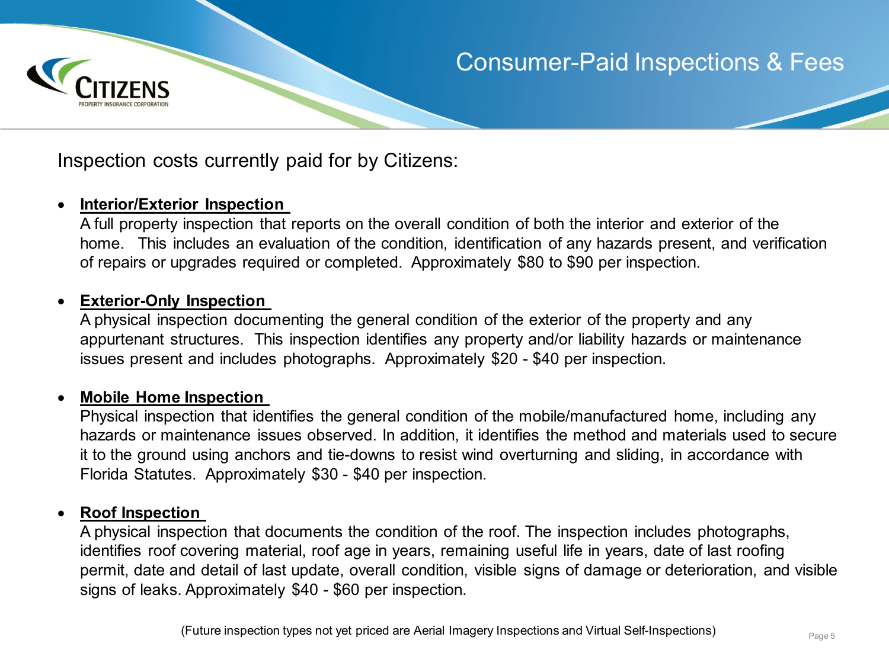# Consumer-Paid Inspections & Fees

Inspection costs currently paid for by Citizens:

- **Interior/Exterior Inspection**
  A full property inspection that reports on the overall condition of both the interior and exterior of the home. This includes an evaluation of the condition, identification of any hazards present, and verification of repairs or upgrades required or completed. Approximately $80 to $90 per inspection.

- **Exterior-Only Inspection**
  A physical inspection documenting the general condition of the exterior of the property and any appurtenant structures. This inspection identifies any property and/or liability hazards or maintenance issues present and includes photographs. Approximately $20 - $40 per inspection.

- **Mobile Home Inspection**
  Physical inspection that identifies the general condition of the mobile/manufactured home, including any hazards or maintenance issues observed. In addition, it identifies the method and materials used to secure it to the ground using anchors and tie-downs to resist wind overturning and sliding, in accordance with Florida Statutes. Approximately $30 - $40 per inspection.

- **Roof Inspection**
  A physical inspection that documents the condition of the roof. The inspection includes photographs, identifies roof covering material, roof age in years, remaining useful life in years, date of last roofing permit, date and detail of last update, overall condition, visible signs of damage or deterioration, and visible signs of leaks. Approximately $40 - $60 per inspection.

(Future inspection types not yet priced are Aerial Imagery Inspections and Virtual Self-Inspections)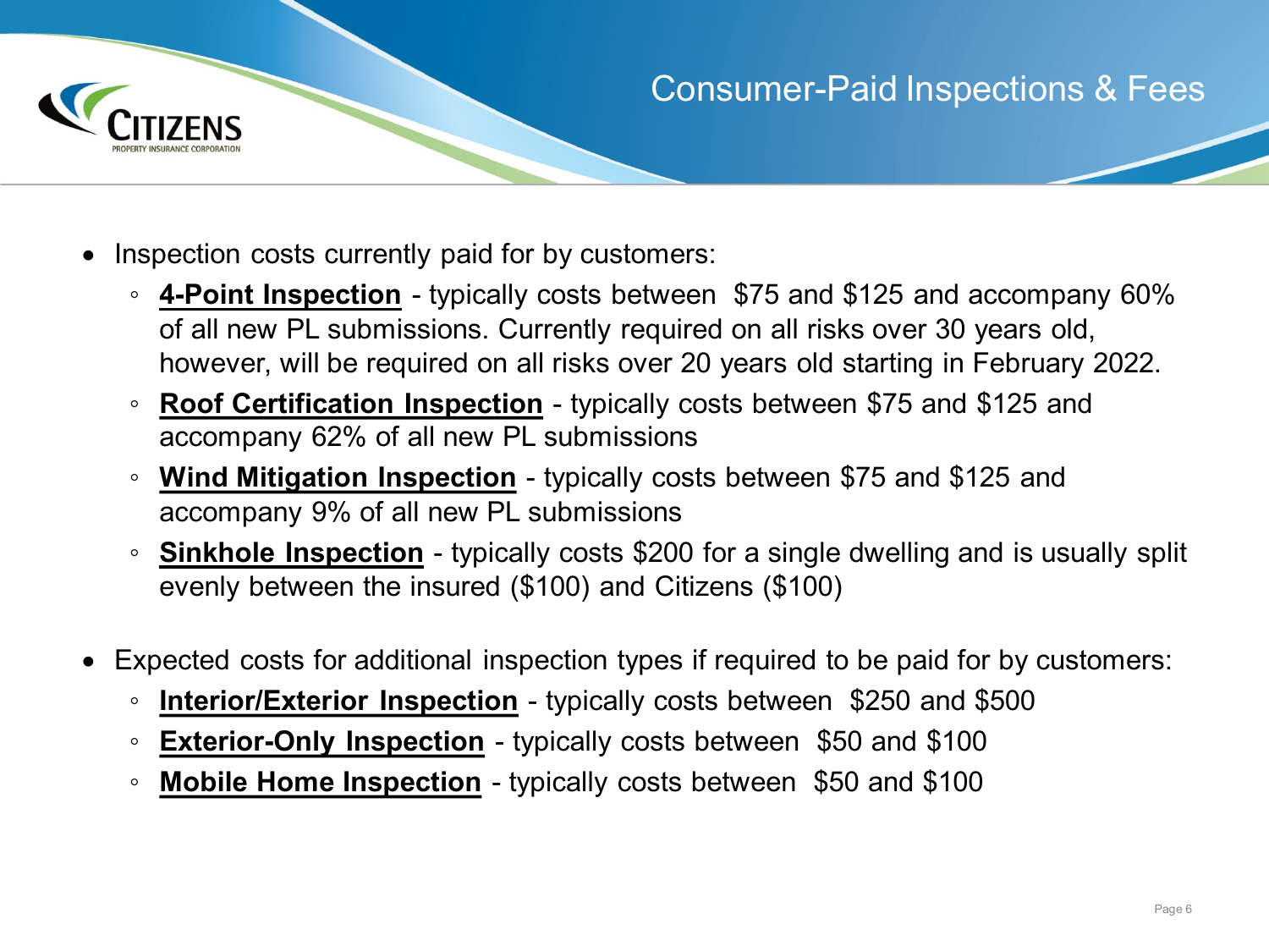## Consumer-Paid Inspections & Fees

- Inspection costs currently paid for by customers:
  - **4-Point Inspection** - typically costs between $75 and $125 and accompany 60% of all new PL submissions. Currently required on all risks over 30 years old, however, will be required on all risks over 20 years old starting in February 2022.
  - **Roof Certification Inspection** - typically costs between $75 and $125 and accompany 62% of all new PL submissions
  - **Wind Mitigation Inspection** - typically costs between $75 and $125 and accompany 9% of all new PL submissions
  - **Sinkhole Inspection** - typically costs $200 for a single dwelling and is usually split evenly between the insured ($100) and Citizens ($100)

- Expected costs for additional inspection types if required to be paid for by customers:
  - **Interior/Exterior Inspection** - typically costs between $250 and $500
  - **Exterior-Only Inspection** - typically costs between $50 and $100
  - **Mobile Home Inspection** - typically costs between $50 and $100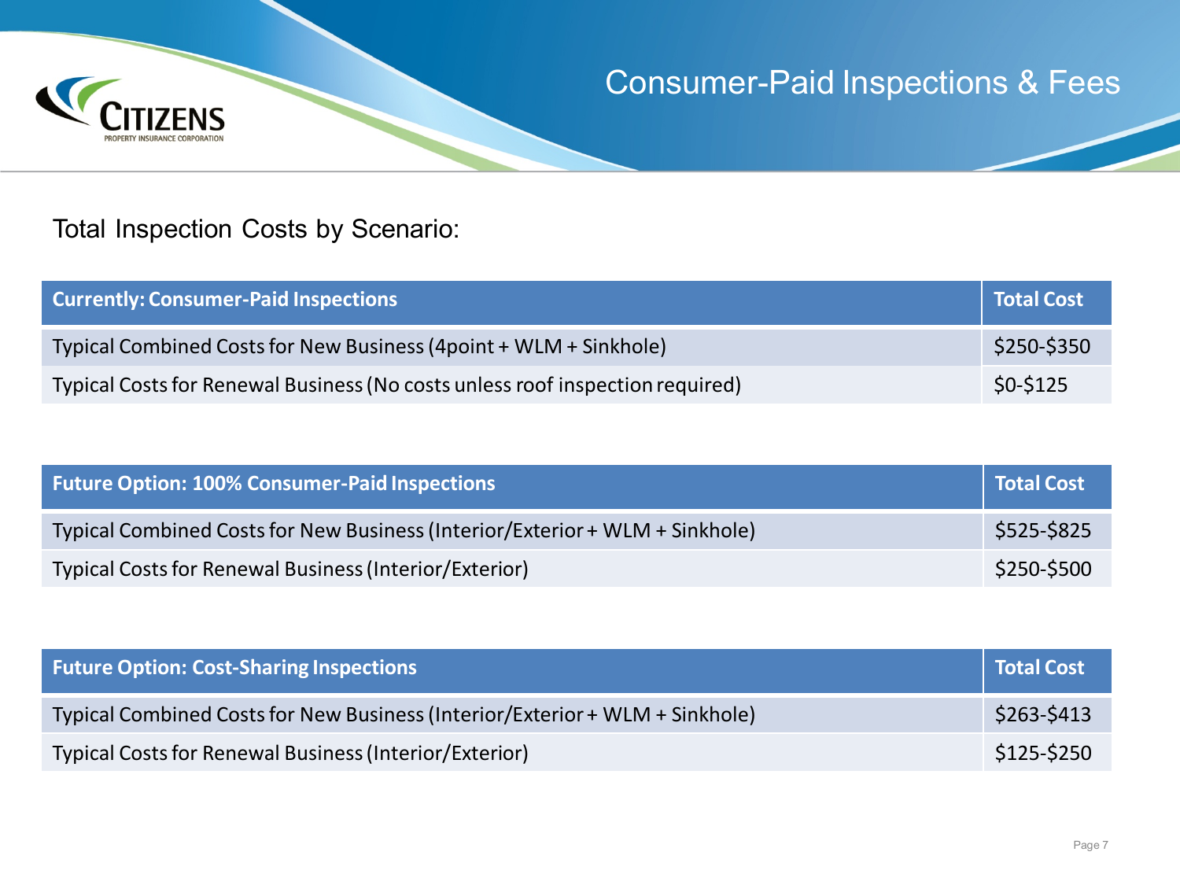# Consumer-Paid Inspections & Fees

Total Inspection Costs by Scenario:

| Currently: Consumer-Paid Inspections | Total Cost |
| --- | --- |
| Typical Combined Costs for New Business (4point + WLM + Sinkhole) | $250-$350 |
| Typical Costs for Renewal Business (No costs unless roof inspection required) | $0-$125 |

| Future Option: 100% Consumer-Paid Inspections | Total Cost |
| --- | --- |
| Typical Combined Costs for New Business (Interior/Exterior + WLM + Sinkhole) | $525-$825 |
| Typical Costs for Renewal Business (Interior/Exterior) | $250-$500 |

| Future Option: Cost-Sharing Inspections | Total Cost |
| --- | --- |
| Typical Combined Costs for New Business (Interior/Exterior + WLM + Sinkhole) | $263-$413 |
| Typical Costs for Renewal Business (Interior/Exterior) | $125-$250 |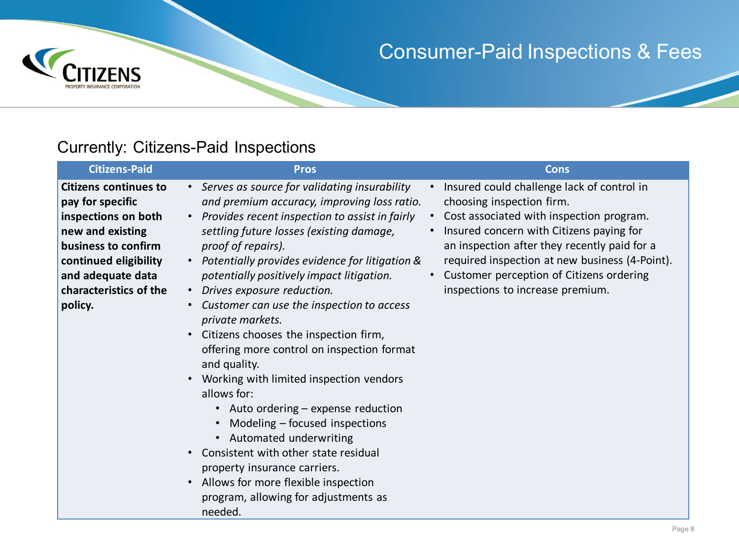# Consumer-Paid Inspections & Fees

## Currently: Citizens-Paid Inspections

| Citizens-Paid | Pros | Cons |
|---|---|---|
| **Citizens continues to pay for specific inspections on both new and existing business to confirm continued eligibility and adequate data characteristics of the policy.** | • *Serves as source for validating insurability and premium accuracy, improving loss ratio.*<br>• *Provides recent inspection to assist in fairly settling future losses (existing damage, proof of repairs).*<br>• *Potentially provides evidence for litigation & potentially positively impact litigation.*<br>• *Drives exposure reduction.*<br>• *Customer can use the inspection to access private markets.*<br>• Citizens chooses the inspection firm, offering more control on inspection format and quality.<br>• Working with limited inspection vendors allows for:<br>&nbsp;&nbsp;&nbsp;&nbsp;• Auto ordering – expense reduction<br>&nbsp;&nbsp;&nbsp;&nbsp;• Modeling – focused inspections<br>&nbsp;&nbsp;&nbsp;&nbsp;• Automated underwriting<br>• Consistent with other state residual property insurance carriers.<br>• Allows for more flexible inspection program, allowing for adjustments as needed. | • Insured could challenge lack of control in choosing inspection firm.<br>• Cost associated with inspection program.<br>• Insured concern with Citizens paying for an inspection after they recently paid for a required inspection at new business (4-Point).<br>• Customer perception of Citizens ordering inspections to increase premium. |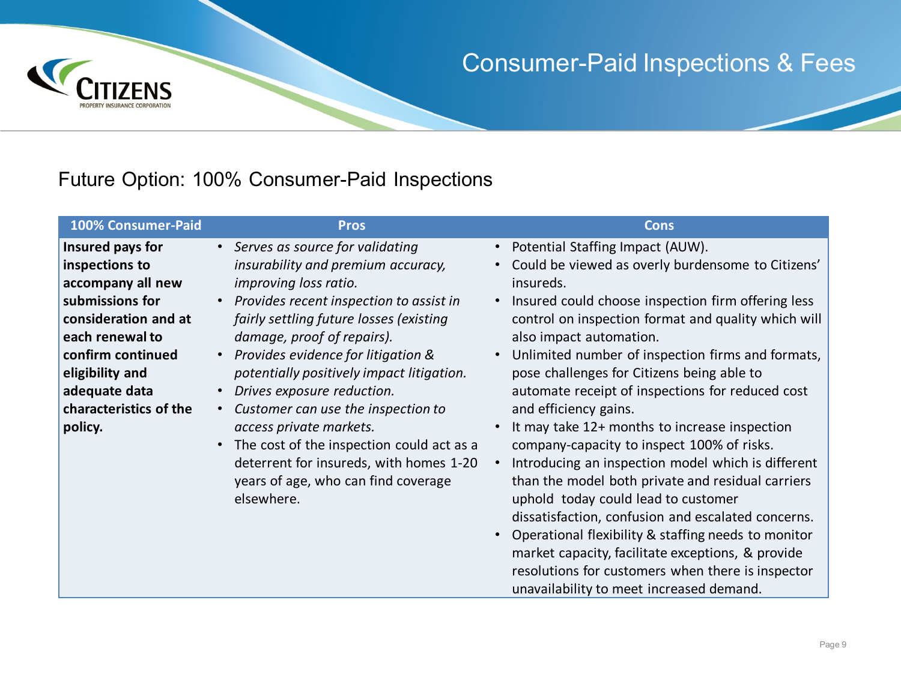# Consumer-Paid Inspections & Fees

## Future Option: 100% Consumer-Paid Inspections

| 100% Consumer-Paid | Pros | Cons |
|---|---|---|
| **Insured pays for inspections to accompany all new submissions for consideration and at each renewal to confirm continued eligibility and adequate data characteristics of the policy.** | • *Serves as source for validating insurability and premium accuracy, improving loss ratio.*<br>• *Provides recent inspection to assist in fairly settling future losses (existing damage, proof of repairs).*<br>• *Provides evidence for litigation & potentially positively impact litigation.*<br>• *Drives exposure reduction.*<br>• *Customer can use the inspection to access private markets.*<br>• The cost of the inspection could act as a deterrent for insureds, with homes 1-20 years of age, who can find coverage elsewhere. | • Potential Staffing Impact (AUW).<br>• Could be viewed as overly burdensome to Citizens' insureds.<br>• Insured could choose inspection firm offering less control on inspection format and quality which will also impact automation.<br>• Unlimited number of inspection firms and formats, pose challenges for Citizens being able to automate receipt of inspections for reduced cost and efficiency gains.<br>• It may take 12+ months to increase inspection company-capacity to inspect 100% of risks.<br>• Introducing an inspection model which is different than the model both private and residual carriers uphold today could lead to customer dissatisfaction, confusion and escalated concerns.<br>• Operational flexibility & staffing needs to monitor market capacity, facilitate exceptions, & provide resolutions for customers when there is inspector unavailability to meet increased demand. |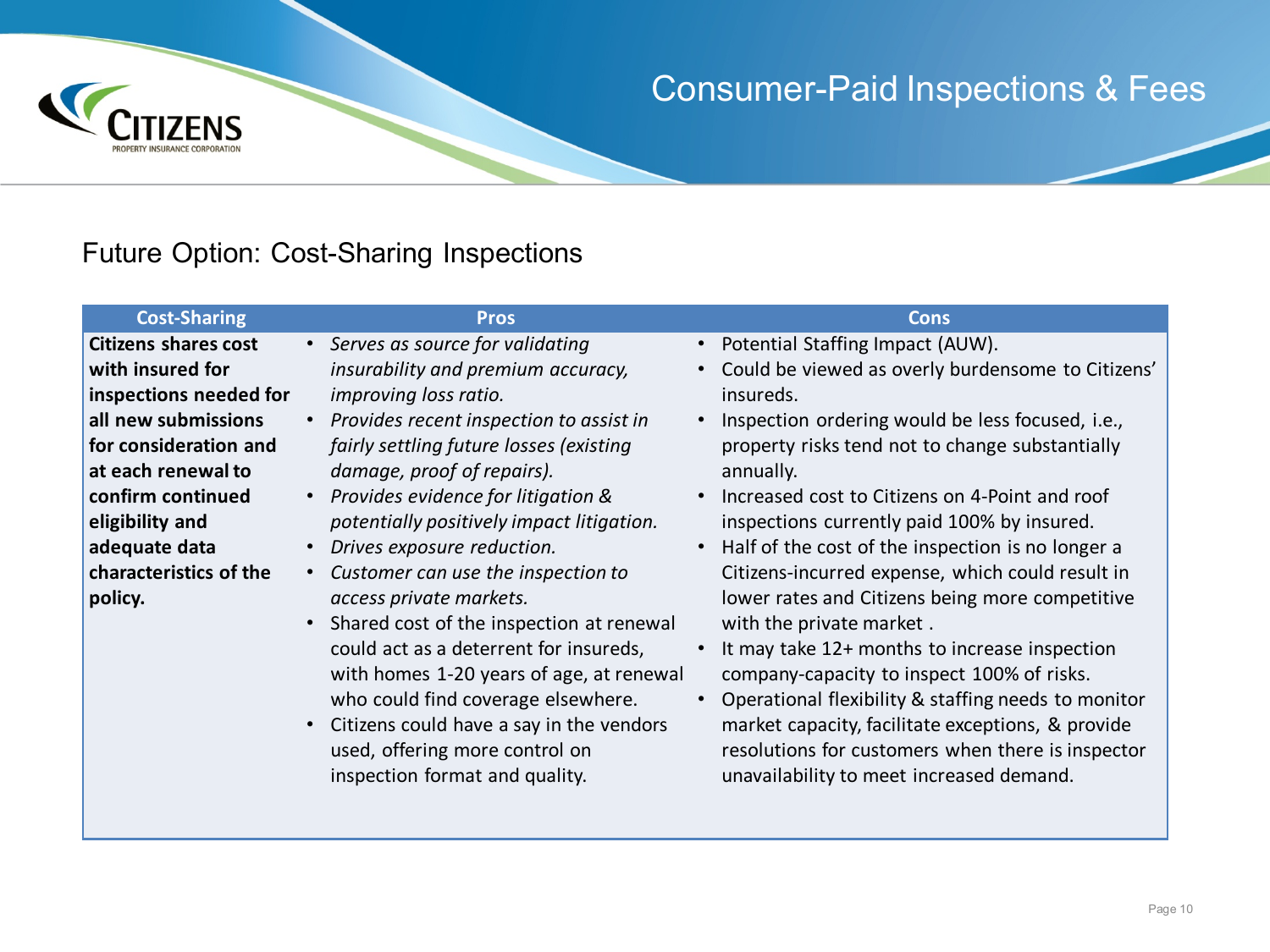# Consumer-Paid Inspections & Fees

## Future Option: Cost-Sharing Inspections

| Cost-Sharing | Pros | Cons |
|---|---|---|
| **Citizens shares cost with insured for inspections needed for all new submissions for consideration and at each renewal to confirm continued eligibility and adequate data characteristics of the policy.** | • *Serves as source for validating insurability and premium accuracy, improving loss ratio.*<br>• *Provides recent inspection to assist in fairly settling future losses (existing damage, proof of repairs).*<br>• *Provides evidence for litigation & potentially positively impact litigation.*<br>• *Drives exposure reduction.*<br>• *Customer can use the inspection to access private markets.*<br>• Shared cost of the inspection at renewal could act as a deterrent for insureds, with homes 1-20 years of age, at renewal who could find coverage elsewhere.<br>• Citizens could have a say in the vendors used, offering more control on inspection format and quality. | • Potential Staffing Impact (AUW).<br>• Could be viewed as overly burdensome to Citizens' insureds.<br>• Inspection ordering would be less focused, i.e., property risks tend not to change substantially annually.<br>• Increased cost to Citizens on 4-Point and roof inspections currently paid 100% by insured.<br>• Half of the cost of the inspection is no longer a Citizens-incurred expense, which could result in lower rates and Citizens being more competitive with the private market .<br>• It may take 12+ months to increase inspection company-capacity to inspect 100% of risks.<br>• Operational flexibility & staffing needs to monitor market capacity, facilitate exceptions, & provide resolutions for customers when there is inspector unavailability to meet increased demand. |